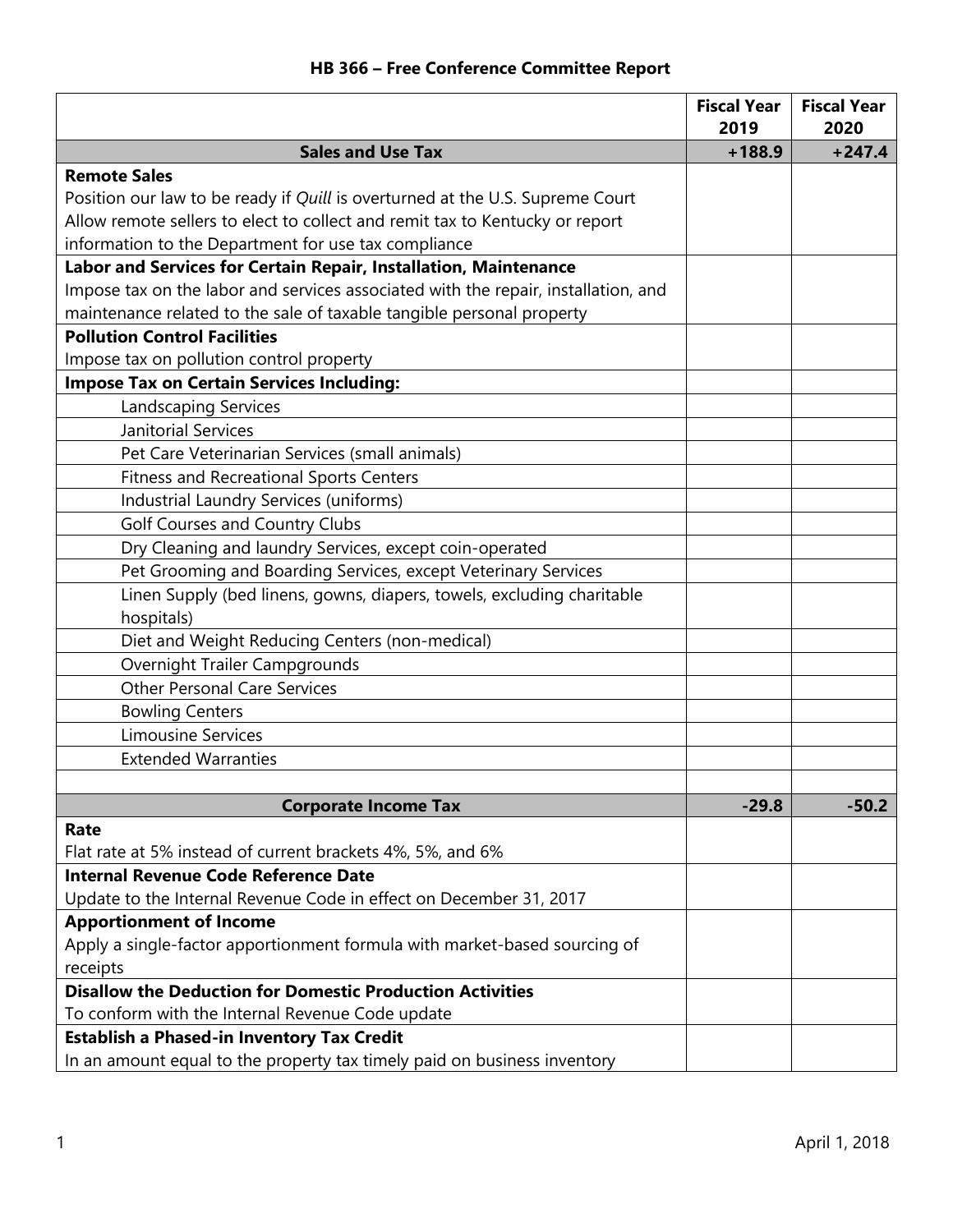# HB 366 – Free Conference Committee Report

| | Fiscal Year 2019 | Fiscal Year 2020 |
|---|---|---|
| **Sales and Use Tax** | **+188.9** | **+247.4** |
| **Remote Sales**<br>Position our law to be ready if *Quill* is overturned at the U.S. Supreme Court<br>Allow remote sellers to elect to collect and remit tax to Kentucky or report information to the Department for use tax compliance | | |
| **Labor and Services for Certain Repair, Installation, Maintenance**<br>Impose tax on the labor and services associated with the repair, installation, and maintenance related to the sale of taxable tangible personal property | | |
| **Pollution Control Facilities**<br>Impose tax on pollution control property | | |
| **Impose Tax on Certain Services Including:** | | |
| Landscaping Services | | |
| Janitorial Services | | |
| Pet Care Veterinarian Services (small animals) | | |
| Fitness and Recreational Sports Centers | | |
| Industrial Laundry Services (uniforms) | | |
| Golf Courses and Country Clubs | | |
| Dry Cleaning and laundry Services, except coin-operated | | |
| Pet Grooming and Boarding Services, except Veterinary Services | | |
| Linen Supply (bed linens, gowns, diapers, towels, excluding charitable hospitals) | | |
| Diet and Weight Reducing Centers (non-medical) | | |
| Overnight Trailer Campgrounds | | |
| Other Personal Care Services | | |
| Bowling Centers | | |
| Limousine Services | | |
| Extended Warranties | | |
| | | |
| **Corporate Income Tax** | **-29.8** | **-50.2** |
| **Rate**<br>Flat rate at 5% instead of current brackets 4%, 5%, and 6% | | |
| **Internal Revenue Code Reference Date**<br>Update to the Internal Revenue Code in effect on December 31, 2017 | | |
| **Apportionment of Income**<br>Apply a single-factor apportionment formula with market-based sourcing of receipts | | |
| **Disallow the Deduction for Domestic Production Activities**<br>To conform with the Internal Revenue Code update | | |
| **Establish a Phased-in Inventory Tax Credit**<br>In an amount equal to the property tax timely paid on business inventory | | |

April 1, 2018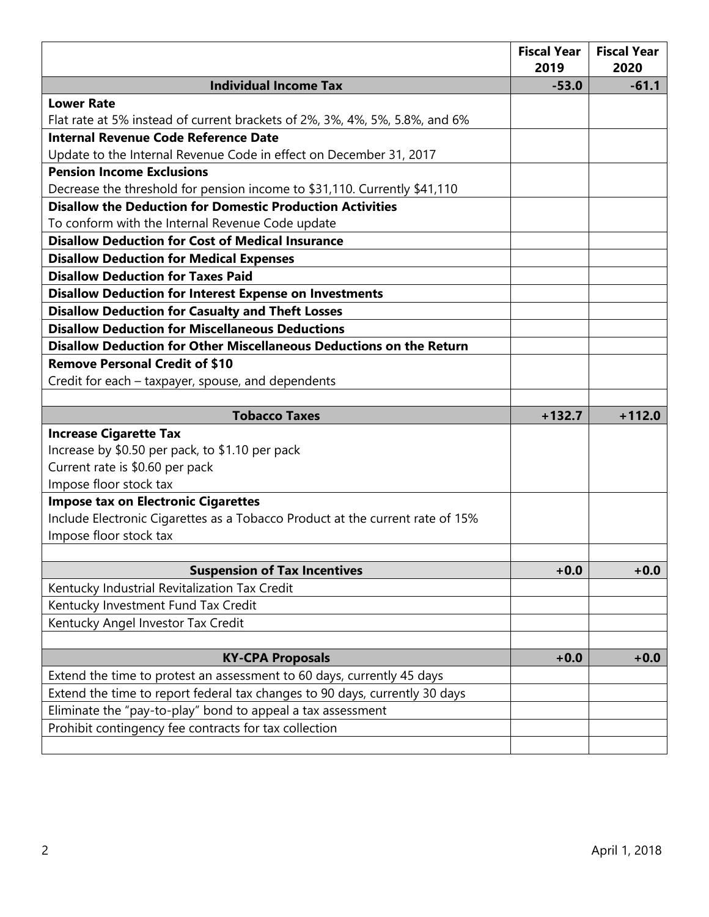| | Fiscal Year 2019 | Fiscal Year 2020 |
|---|---|---|
| **Individual Income Tax** | **-53.0** | **-61.1** |
| **Lower Rate**<br>Flat rate at 5% instead of current brackets of 2%, 3%, 4%, 5%, 5.8%, and 6% | | |
| **Internal Revenue Code Reference Date**<br>Update to the Internal Revenue Code in effect on December 31, 2017 | | |
| **Pension Income Exclusions**<br>Decrease the threshold for pension income to $31,110. Currently $41,110 | | |
| **Disallow the Deduction for Domestic Production Activities**<br>To conform with the Internal Revenue Code update | | |
| **Disallow Deduction for Cost of Medical Insurance** | | |
| **Disallow Deduction for Medical Expenses** | | |
| **Disallow Deduction for Taxes Paid** | | |
| **Disallow Deduction for Interest Expense on Investments** | | |
| **Disallow Deduction for Casualty and Theft Losses** | | |
| **Disallow Deduction for Miscellaneous Deductions** | | |
| **Disallow Deduction for Other Miscellaneous Deductions on the Return** | | |
| **Remove Personal Credit of $10**<br>Credit for each – taxpayer, spouse, and dependents | | |
| | | |
| **Tobacco Taxes** | **+132.7** | **+112.0** |
| **Increase Cigarette Tax**<br>Increase by $0.50 per pack, to $1.10 per pack<br>Current rate is $0.60 per pack<br>Impose floor stock tax | | |
| **Impose tax on Electronic Cigarettes**<br>Include Electronic Cigarettes as a Tobacco Product at the current rate of 15%<br>Impose floor stock tax | | |
| | | |
| **Suspension of Tax Incentives** | **+0.0** | **+0.0** |
| Kentucky Industrial Revitalization Tax Credit | | |
| Kentucky Investment Fund Tax Credit | | |
| Kentucky Angel Investor Tax Credit | | |
| | | |
| **KY-CPA Proposals** | **+0.0** | **+0.0** |
| Extend the time to protest an assessment to 60 days, currently 45 days | | |
| Extend the time to report federal tax changes to 90 days, currently 30 days | | |
| Eliminate the "pay-to-play" bond to appeal a tax assessment | | |
| Prohibit contingency fee contracts for tax collection | | |
| | | |

April 1, 2018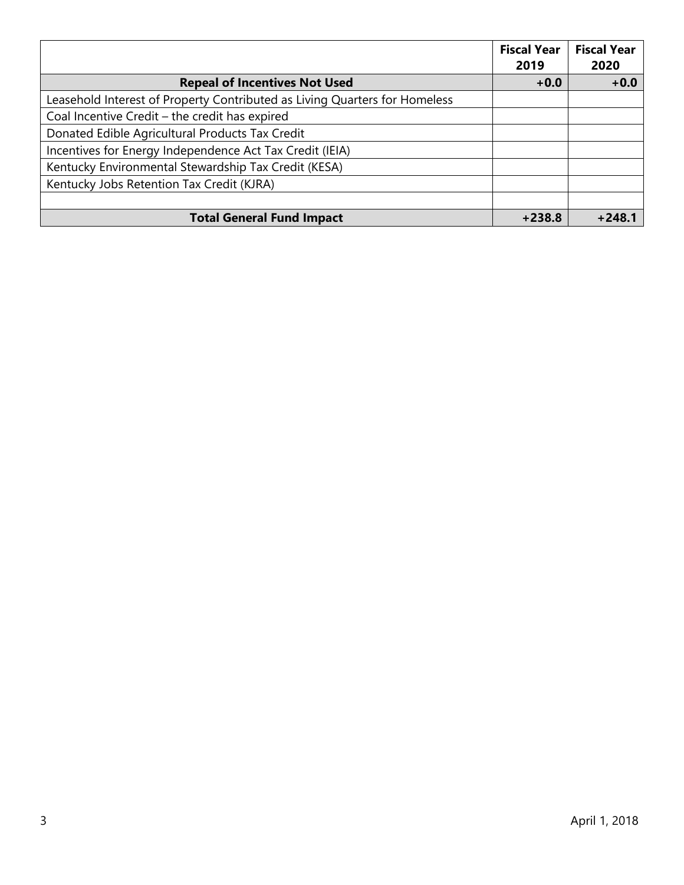| | Fiscal Year 2019 | Fiscal Year 2020 |
|---|---|---|
| **Repeal of Incentives Not Used** | **+0.0** | **+0.0** |
| Leasehold Interest of Property Contributed as Living Quarters for Homeless | | |
| Coal Incentive Credit – the credit has expired | | |
| Donated Edible Agricultural Products Tax Credit | | |
| Incentives for Energy Independence Act Tax Credit (IEIA) | | |
| Kentucky Environmental Stewardship Tax Credit (KESA) | | |
| Kentucky Jobs Retention Tax Credit (KJRA) | | |
| | | |
| **Total General Fund Impact** | **+238.8** | **+248.1** |

April 1, 2018